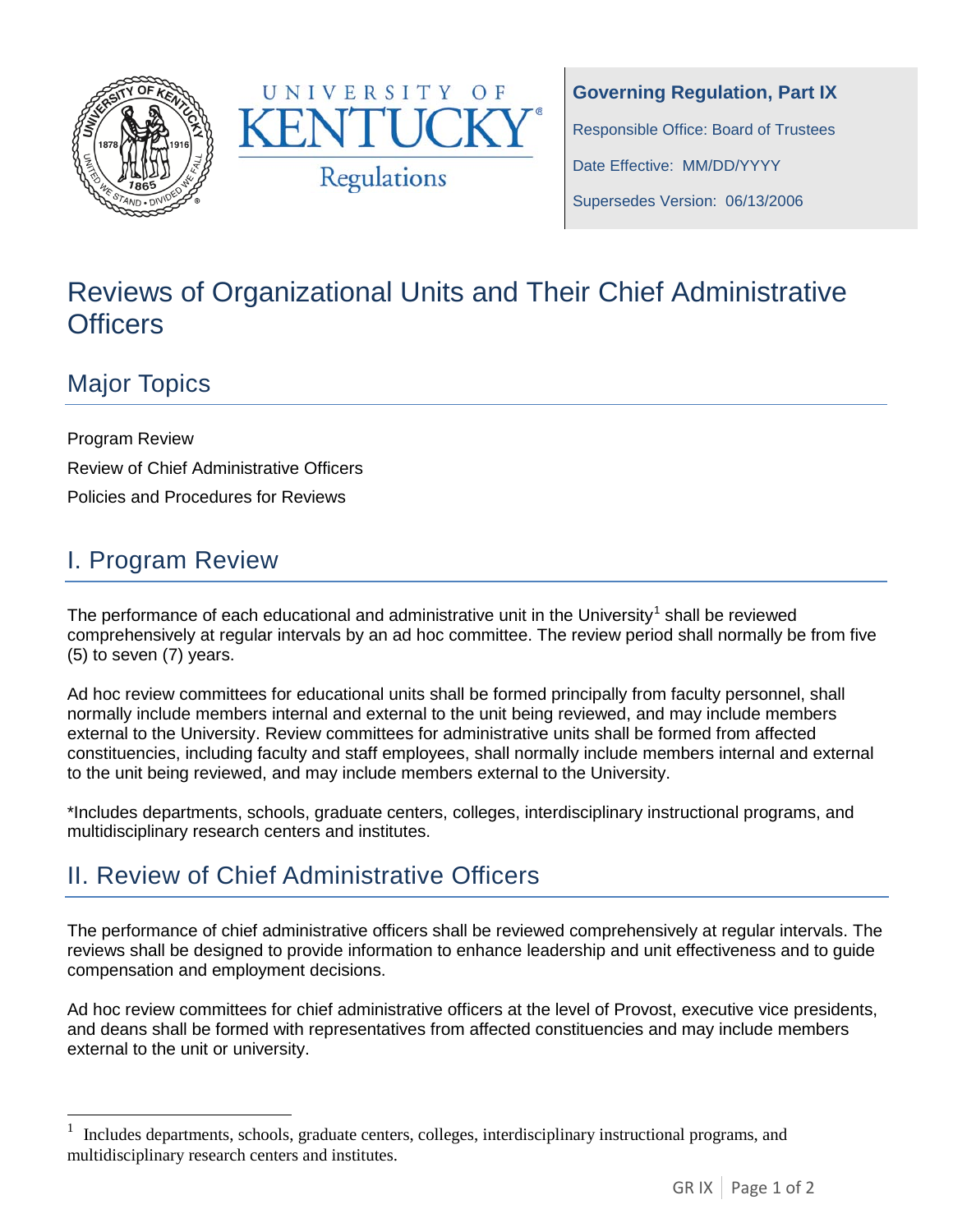**Governing Regulation, Part IX**

Responsible Office: Board of Trustees

Date Effective: MM/DD/YYYY

Supersedes Version: 06/13/2006

# Reviews of Organizational Units and Their Chief Administrative Officers

## Major Topics

Program Review

Review of Chief Administrative Officers

Policies and Procedures for Reviews

## I. Program Review

The performance of each educational and administrative unit in the University[1] shall be reviewed comprehensively at regular intervals by an ad hoc committee. The review period shall normally be from five (5) to seven (7) years.

Ad hoc review committees for educational units shall be formed principally from faculty personnel, shall normally include members internal and external to the unit being reviewed, and may include members external to the University. Review committees for administrative units shall be formed from affected constituencies, including faculty and staff employees, shall normally include members internal and external to the unit being reviewed, and may include members external to the University.

*Includes departments, schools, graduate centers, colleges, interdisciplinary instructional programs, and multidisciplinary research centers and institutes.

## II. Review of Chief Administrative Officers

The performance of chief administrative officers shall be reviewed comprehensively at regular intervals. The reviews shall be designed to provide information to enhance leadership and unit effectiveness and to guide compensation and employment decisions.

Ad hoc review committees for chief administrative officers at the level of Provost, executive vice presidents, and deans shall be formed with representatives from affected constituencies and may include members external to the unit or university.

---

[1] Includes departments, schools, graduate centers, colleges, interdisciplinary instructional programs, and multidisciplinary research centers and institutes.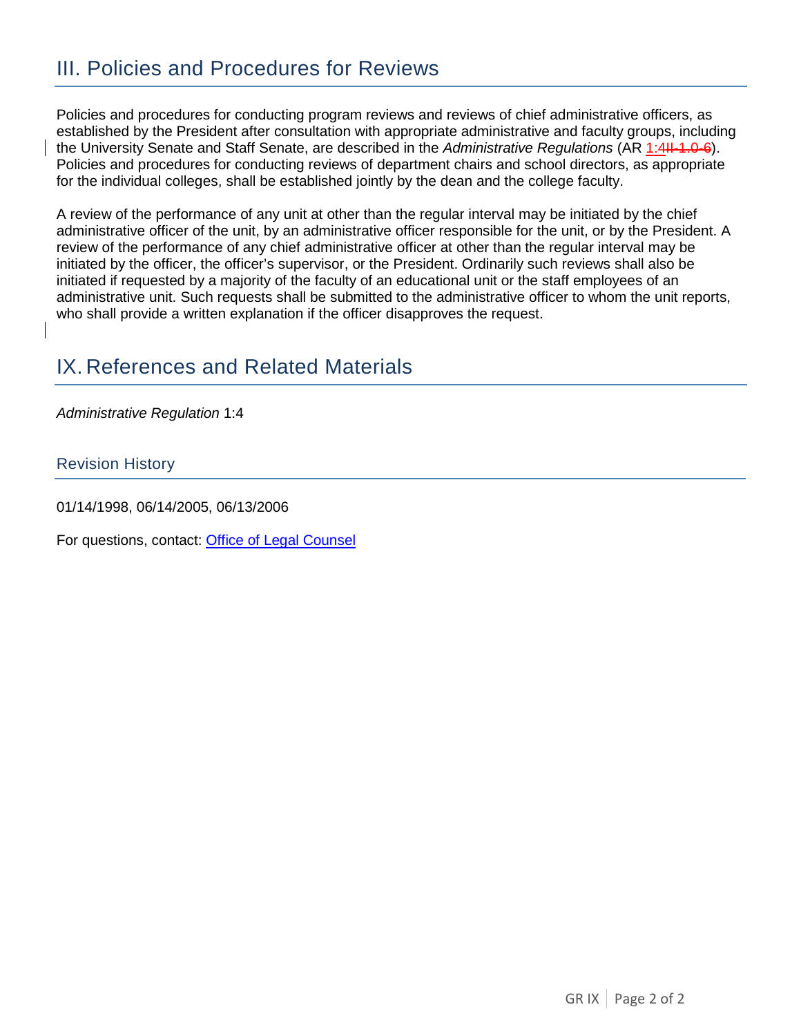# III. Policies and Procedures for Reviews

Policies and procedures for conducting program reviews and reviews of chief administrative officers, as established by the President after consultation with appropriate administrative and faculty groups, including the University Senate and Staff Senate, are described in the *Administrative Regulations* (AR 1:4~~II-1.0-6~~). Policies and procedures for conducting reviews of department chairs and school directors, as appropriate for the individual colleges, shall be established jointly by the dean and the college faculty.

A review of the performance of any unit at other than the regular interval may be initiated by the chief administrative officer of the unit, by an administrative officer responsible for the unit, or by the President. A review of the performance of any chief administrative officer at other than the regular interval may be initiated by the officer, the officer's supervisor, or the President. Ordinarily such reviews shall also be initiated if requested by a majority of the faculty of an educational unit or the staff employees of an administrative unit. Such requests shall be submitted to the administrative officer to whom the unit reports, who shall provide a written explanation if the officer disapproves the request.

# IX. References and Related Materials

*Administrative Regulation* 1:4

## Revision History

01/14/1998, 06/14/2005, 06/13/2006

For questions, contact: Office of Legal Counsel